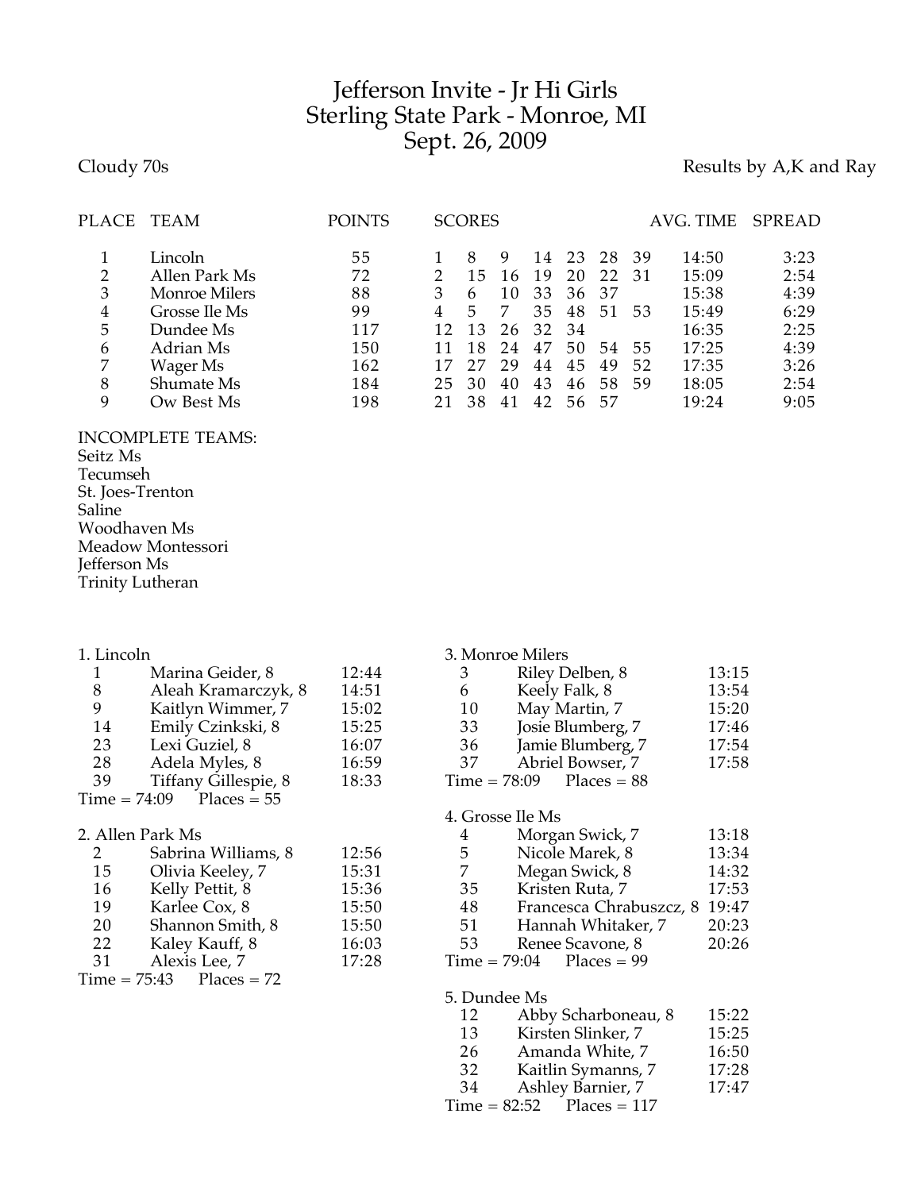# Jefferson Invite - Jr Hi Girls
## Sterling State Park - Monroe, MI
## Sept. 26, 2009

Cloudy 70s

Results by A,K and Ray

| PLACE | TEAM | POINTS | SCORES | | | | | | | AVG. TIME | SPREAD |
|---|---|---|---|---|---|---|---|---|---|---|---|
| 1 | Lincoln | 55 | 1 | 8 | 9 | 14 | 23 | 28 | 39 | 14:50 | 3:23 |
| 2 | Allen Park Ms | 72 | 2 | 15 | 16 | 19 | 20 | 22 | 31 | 15:09 | 2:54 |
| 3 | Monroe Milers | 88 | 3 | 6 | 10 | 33 | 36 | 37 | | 15:38 | 4:39 |
| 4 | Grosse Ile Ms | 99 | 4 | 5 | 7 | 35 | 48 | 51 | 53 | 15:49 | 6:29 |
| 5 | Dundee Ms | 117 | 12 | 13 | 26 | 32 | 34 | | | 16:35 | 2:25 |
| 6 | Adrian Ms | 150 | 11 | 18 | 24 | 47 | 50 | 54 | 55 | 17:25 | 4:39 |
| 7 | Wager Ms | 162 | 17 | 27 | 29 | 44 | 45 | 49 | 52 | 17:35 | 3:26 |
| 8 | Shumate Ms | 184 | 25 | 30 | 40 | 43 | 46 | 58 | 59 | 18:05 | 2:54 |
| 9 | Ow Best Ms | 198 | 21 | 38 | 41 | 42 | 56 | 57 | | 19:24 | 9:05 |

INCOMPLETE TEAMS:
Seitz Ms
Tecumseh
St. Joes-Trenton
Saline
Woodhaven Ms
Meadow Montessori
Jefferson Ms
Trinity Lutheran

**1. Lincoln**

| Place | Name | Time |
|---|---|---|
| 1 | Marina Geider, 8 | 12:44 |
| 8 | Aleah Kramarczyk, 8 | 14:51 |
| 9 | Kaitlyn Wimmer, 7 | 15:02 |
| 14 | Emily Czinkski, 8 | 15:25 |
| 23 | Lexi Guziel, 8 | 16:07 |
| 28 | Adela Myles, 8 | 16:59 |
| 39 | Tiffany Gillespie, 8 | 18:33 |

Time = 74:09 Places = 55

**2. Allen Park Ms**

| Place | Name | Time |
|---|---|---|
| 2 | Sabrina Williams, 8 | 12:56 |
| 15 | Olivia Keeley, 7 | 15:31 |
| 16 | Kelly Pettit, 8 | 15:36 |
| 19 | Karlee Cox, 8 | 15:50 |
| 20 | Shannon Smith, 8 | 15:50 |
| 22 | Kaley Kauff, 8 | 16:03 |
| 31 | Alexis Lee, 7 | 17:28 |

Time = 75:43 Places = 72

**3. Monroe Milers**

| Place | Name | Time |
|---|---|---|
| 3 | Riley Delben, 8 | 13:15 |
| 6 | Keely Falk, 8 | 13:54 |
| 10 | May Martin, 7 | 15:20 |
| 33 | Josie Blumberg, 7 | 17:46 |
| 36 | Jamie Blumberg, 7 | 17:54 |
| 37 | Abriel Bowser, 7 | 17:58 |

Time = 78:09 Places = 88

**4. Grosse Ile Ms**

| Place | Name | Time |
|---|---|---|
| 4 | Morgan Swick, 7 | 13:18 |
| 5 | Nicole Marek, 8 | 13:34 |
| 7 | Megan Swick, 8 | 14:32 |
| 35 | Kristen Ruta, 7 | 17:53 |
| 48 | Francesca Chrabuszcz, 8 | 19:47 |
| 51 | Hannah Whitaker, 7 | 20:23 |
| 53 | Renee Scavone, 8 | 20:26 |

Time = 79:04 Places = 99

**5. Dundee Ms**

| Place | Name | Time |
|---|---|---|
| 12 | Abby Scharboneau, 8 | 15:22 |
| 13 | Kirsten Slinker, 7 | 15:25 |
| 26 | Amanda White, 7 | 16:50 |
| 32 | Kaitlin Symanns, 7 | 17:28 |
| 34 | Ashley Barnier, 7 | 17:47 |

Time = 82:52 Places = 117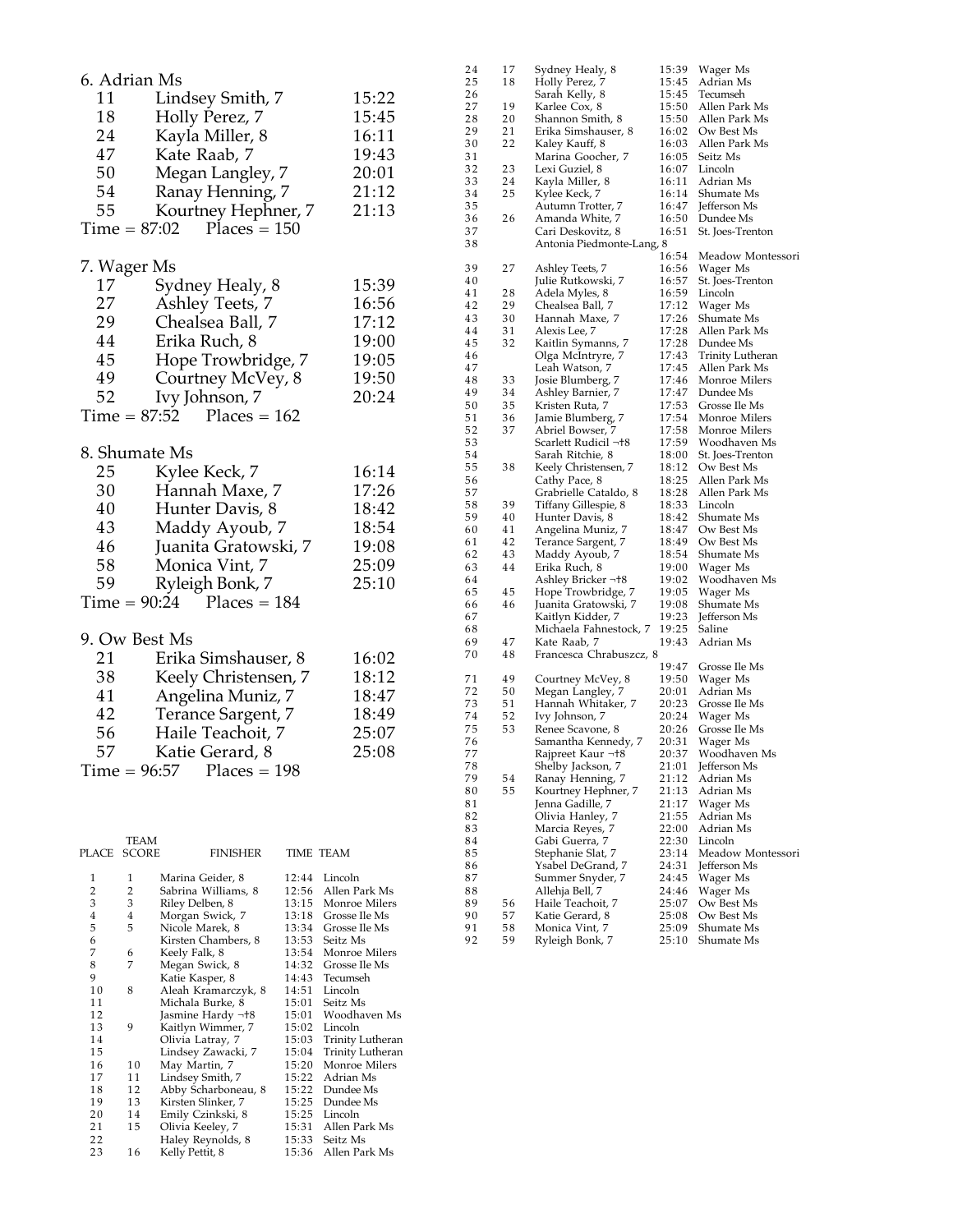6. Adrian Ms

| | | |
|---|---|---|
| 11 | Lindsey Smith, 7 | 15:22 |
| 18 | Holly Perez, 7 | 15:45 |
| 24 | Kayla Miller, 8 | 16:11 |
| 47 | Kate Raab, 7 | 19:43 |
| 50 | Megan Langley, 7 | 20:01 |
| 54 | Ranay Henning, 7 | 21:12 |
| 55 | Kourtney Hephner, 7 | 21:13 |

Time = 87:02 Places = 150

7. Wager Ms

| | | |
|---|---|---|
| 17 | Sydney Healy, 8 | 15:39 |
| 27 | Ashley Teets, 7 | 16:56 |
| 29 | Chealsea Ball, 7 | 17:12 |
| 44 | Erika Ruch, 8 | 19:00 |
| 45 | Hope Trowbridge, 7 | 19:05 |
| 49 | Courtney McVey, 8 | 19:50 |
| 52 | Ivy Johnson, 7 | 20:24 |

Time = 87:52 Places = 162

8. Shumate Ms

| | | |
|---|---|---|
| 25 | Kylee Keck, 7 | 16:14 |
| 30 | Hannah Maxe, 7 | 17:26 |
| 40 | Hunter Davis, 8 | 18:42 |
| 43 | Maddy Ayoub, 7 | 18:54 |
| 46 | Juanita Gratowski, 7 | 19:08 |
| 58 | Monica Vint, 7 | 25:09 |
| 59 | Ryleigh Bonk, 7 | 25:10 |

Time = 90:24 Places = 184

9. Ow Best Ms

| | | |
|---|---|---|
| 21 | Erika Simshauser, 8 | 16:02 |
| 38 | Keely Christensen, 7 | 18:12 |
| 41 | Angelina Muniz, 7 | 18:47 |
| 42 | Terance Sargent, 7 | 18:49 |
| 56 | Haile Teachoit, 7 | 25:07 |
| 57 | Katie Gerard, 8 | 25:08 |

Time = 96:57 Places = 198

| PLACE | TEAM SCORE | FINISHER | TIME | TEAM |
|---|---|---|---|---|
| 1 | 1 | Marina Geider, 8 | 12:44 | Lincoln |
| 2 | 2 | Sabrina Williams, 8 | 12:56 | Allen Park Ms |
| 3 | 3 | Riley Delben, 8 | 13:15 | Monroe Milers |
| 4 | 4 | Morgan Swick, 7 | 13:18 | Grosse Ile Ms |
| 5 | 5 | Nicole Marek, 8 | 13:34 | Grosse Ile Ms |
| 6 | | Kirsten Chambers, 8 | 13:53 | Seitz Ms |
| 7 | 6 | Keely Falk, 8 | 13:54 | Monroe Milers |
| 8 | 7 | Megan Swick, 8 | 14:32 | Grosse Ile Ms |
| 9 | | Katie Kasper, 8 | 14:43 | Tecumseh |
| 10 | 8 | Aleah Kramarczyk, 8 | 14:51 | Lincoln |
| 11 | | Michala Burke, 8 | 15:01 | Seitz Ms |
| 12 | | Jasmine Hardy ¬†8 | 15:01 | Woodhaven Ms |
| 13 | 9 | Kaitlyn Wimmer, 7 | 15:02 | Lincoln |
| 14 | | Olivia Latray, 7 | 15:03 | Trinity Lutheran |
| 15 | | Lindsey Zawacki, 7 | 15:04 | Trinity Lutheran |
| 16 | 10 | May Martin, 7 | 15:20 | Monroe Milers |
| 17 | 11 | Lindsey Smith, 7 | 15:22 | Adrian Ms |
| 18 | 12 | Abby Scharboneau, 8 | 15:22 | Dundee Ms |
| 19 | 13 | Kirsten Slinker, 7 | 15:25 | Dundee Ms |
| 20 | 14 | Emily Czinkski, 8 | 15:25 | Lincoln |
| 21 | 15 | Olivia Keeley, 7 | 15:31 | Allen Park Ms |
| 22 | | Haley Reynolds, 8 | 15:33 | Seitz Ms |
| 23 | 16 | Kelly Pettit, 8 | 15:36 | Allen Park Ms |
| 24 | 17 | Sydney Healy, 8 | 15:39 | Wager Ms |
| 25 | 18 | Holly Perez, 7 | 15:45 | Adrian Ms |
| 26 | | Sarah Kelly, 8 | 15:45 | Tecumseh |
| 27 | 19 | Karlee Cox, 8 | 15:50 | Allen Park Ms |
| 28 | 20 | Shannon Smith, 8 | 15:50 | Allen Park Ms |
| 29 | 21 | Erika Simshauser, 8 | 16:02 | Ow Best Ms |
| 30 | 22 | Kaley Kauff, 8 | 16:03 | Allen Park Ms |
| 31 | | Marina Goocher, 7 | 16:05 | Seitz Ms |
| 32 | 23 | Lexi Guziel, 8 | 16:07 | Lincoln |
| 33 | 24 | Kayla Miller, 8 | 16:11 | Adrian Ms |
| 34 | 25 | Kylee Keck, 7 | 16:14 | Shumate Ms |
| 35 | | Autumn Trotter, 7 | 16:47 | Jefferson Ms |
| 36 | 26 | Amanda White, 7 | 16:50 | Dundee Ms |
| 37 | | Cari Deskovitz, 8 | 16:51 | St. Joes-Trenton |
| 38 | | Antonia Piedmonte-Lang, 8 | 16:54 | Meadow Montessori |
| 39 | 27 | Ashley Teets, 7 | 16:56 | Wager Ms |
| 40 | | Julie Rutkowski, 7 | 16:57 | St. Joes-Trenton |
| 41 | 28 | Adela Myles, 8 | 16:59 | Lincoln |
| 42 | 29 | Chealsea Ball, 7 | 17:12 | Wager Ms |
| 43 | 30 | Hannah Maxe, 7 | 17:26 | Shumate Ms |
| 44 | 31 | Alexis Lee, 7 | 17:28 | Allen Park Ms |
| 45 | 32 | Kaitlin Symanns, 7 | 17:28 | Dundee Ms |
| 46 | | Olga McIntryre, 7 | 17:43 | Trinity Lutheran |
| 47 | | Leah Watson, 7 | 17:45 | Allen Park Ms |
| 48 | 33 | Josie Blumberg, 7 | 17:46 | Monroe Milers |
| 49 | 34 | Ashley Barnier, 7 | 17:47 | Dundee Ms |
| 50 | 35 | Kristen Ruta, 7 | 17:53 | Grosse Ile Ms |
| 51 | 36 | Jamie Blumberg, 7 | 17:54 | Monroe Milers |
| 52 | 37 | Abriel Bowser, 7 | 17:58 | Monroe Milers |
| 53 | | Scarlett Rudicil ¬†8 | 17:59 | Woodhaven Ms |
| 54 | | Sarah Ritchie, 8 | 18:00 | St. Joes-Trenton |
| 55 | 38 | Keely Christensen, 7 | 18:12 | Ow Best Ms |
| 56 | | Cathy Pace, 8 | 18:25 | Allen Park Ms |
| 57 | | Grabrielle Cataldo, 8 | 18:28 | Allen Park Ms |
| 58 | 39 | Tiffany Gillespie, 8 | 18:33 | Lincoln |
| 59 | 40 | Hunter Davis, 8 | 18:42 | Shumate Ms |
| 60 | 41 | Angelina Muniz, 7 | 18:47 | Ow Best Ms |
| 61 | 42 | Terance Sargent, 7 | 18:49 | Ow Best Ms |
| 62 | 43 | Maddy Ayoub, 7 | 18:54 | Shumate Ms |
| 63 | 44 | Erika Ruch, 8 | 19:00 | Wager Ms |
| 64 | | Ashley Bricker ¬†8 | 19:02 | Woodhaven Ms |
| 65 | 45 | Hope Trowbridge, 7 | 19:05 | Wager Ms |
| 66 | 46 | Juanita Gratowski, 7 | 19:08 | Shumate Ms |
| 67 | | Kaitlyn Kidder, 7 | 19:23 | Jefferson Ms |
| 68 | | Michaela Fahnestock, 7 | 19:25 | Saline |
| 69 | 47 | Kate Raab, 7 | 19:43 | Adrian Ms |
| 70 | 48 | Francesca Chrabuszcz, 8 | 19:47 | Grosse Ile Ms |
| 71 | 49 | Courtney McVey, 8 | 19:50 | Wager Ms |
| 72 | 50 | Megan Langley, 7 | 20:01 | Adrian Ms |
| 73 | 51 | Hannah Whitaker, 7 | 20:23 | Grosse Ile Ms |
| 74 | 52 | Ivy Johnson, 7 | 20:24 | Wager Ms |
| 75 | 53 | Renee Scavone, 8 | 20:26 | Grosse Ile Ms |
| 76 | | Samantha Kennedy, 7 | 20:31 | Wager Ms |
| 77 | | Rajpreet Kaur ¬†8 | 20:37 | Woodhaven Ms |
| 78 | | Shelby Jackson, 7 | 21:01 | Jefferson Ms |
| 79 | 54 | Ranay Henning, 7 | 21:12 | Adrian Ms |
| 80 | 55 | Kourtney Hephner, 7 | 21:13 | Adrian Ms |
| 81 | | Jenna Gadille, 7 | 21:17 | Wager Ms |
| 82 | | Olivia Hanley, 7 | 21:55 | Adrian Ms |
| 83 | | Marcia Reyes, 7 | 22:00 | Adrian Ms |
| 84 | | Gabi Guerra, 7 | 22:30 | Lincoln |
| 85 | | Stephanie Slat, 7 | 23:14 | Meadow Montessori |
| 86 | | Ysabel DeGrand, 7 | 24:31 | Jefferson Ms |
| 87 | | Summer Snyder, 7 | 24:45 | Wager Ms |
| 88 | | Allehja Bell, 7 | 24:46 | Wager Ms |
| 89 | 56 | Haile Teachoit, 7 | 25:07 | Ow Best Ms |
| 90 | 57 | Katie Gerard, 8 | 25:08 | Ow Best Ms |
| 91 | 58 | Monica Vint, 7 | 25:09 | Shumate Ms |
| 92 | 59 | Ryleigh Bonk, 7 | 25:10 | Shumate Ms |